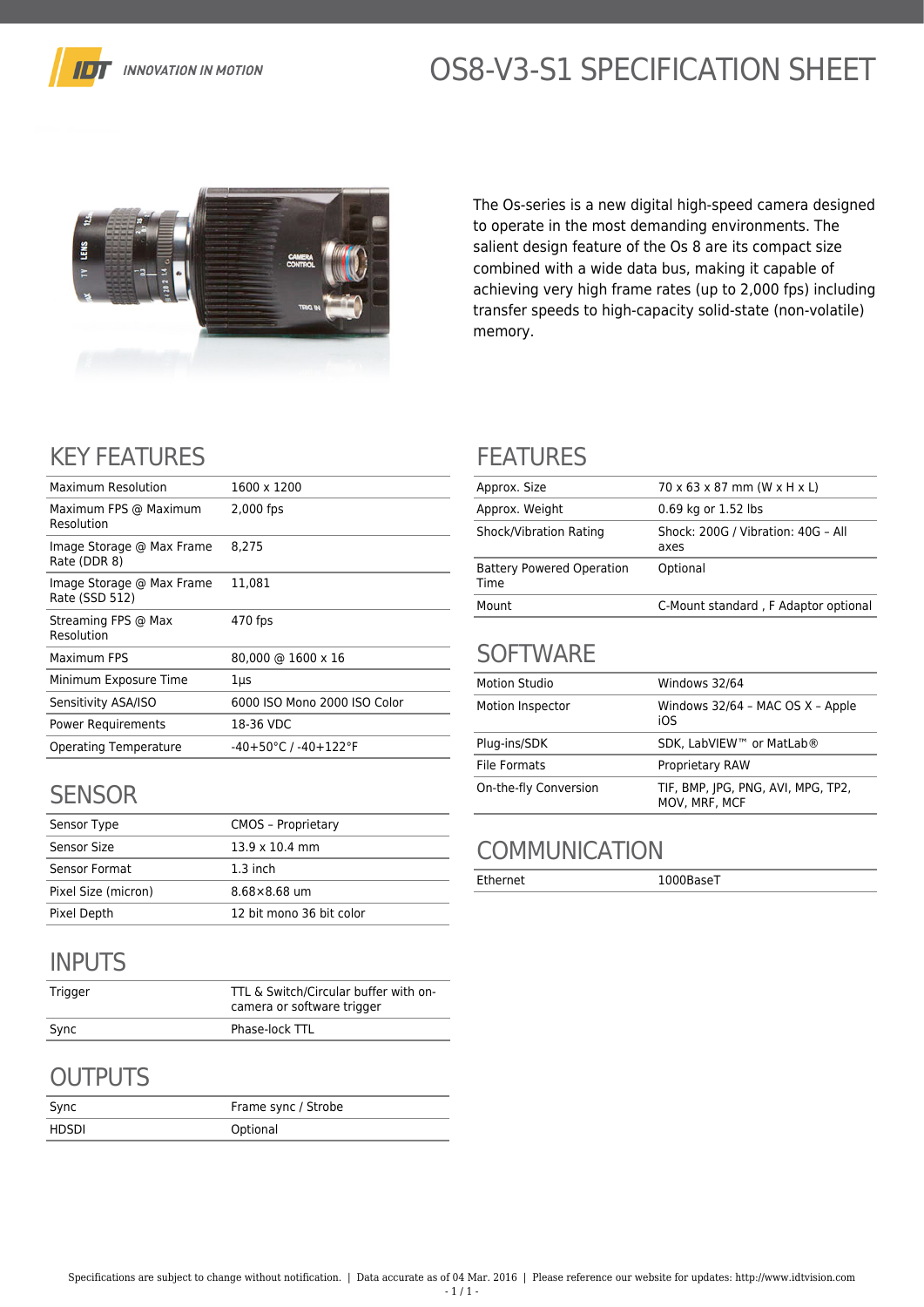IDT INNOVATION IN MOTION

# OS8-V3-S1 SPECIFICATION SHEET

The Os-series is a new digital high-speed camera designed to operate in the most demanding environments. The salient design feature of the Os 8 are its compact size combined with a wide data bus, making it capable of achieving very high frame rates (up to 2,000 fps) including transfer speeds to high-capacity solid-state (non-volatile) memory.

## KEY FEATURES

| | |
|---|---|
| Maximum Resolution | 1600 x 1200 |
| Maximum FPS @ Maximum Resolution | 2,000 fps |
| Image Storage @ Max Frame Rate (DDR 8) | 8,275 |
| Image Storage @ Max Frame Rate (SSD 512) | 11,081 |
| Streaming FPS @ Max Resolution | 470 fps |
| Maximum FPS | 80,000 @ 1600 x 16 |
| Minimum Exposure Time | 1µs |
| Sensitivity ASA/ISO | 6000 ISO Mono 2000 ISO Color |
| Power Requirements | 18-36 VDC |
| Operating Temperature | -40+50°C / -40+122°F |

## SENSOR

| | |
|---|---|
| Sensor Type | CMOS – Proprietary |
| Sensor Size | 13.9 x 10.4 mm |
| Sensor Format | 1.3 inch |
| Pixel Size (micron) | 8.68×8.68 um |
| Pixel Depth | 12 bit mono 36 bit color |

## INPUTS

| | |
|---|---|
| Trigger | TTL & Switch/Circular buffer with on-camera or software trigger |
| Sync | Phase-lock TTL |

## OUTPUTS

| | |
|---|---|
| Sync | Frame sync / Strobe |
| HDSDI | Optional |

## FEATURES

| | |
|---|---|
| Approx. Size | 70 x 63 x 87 mm (W x H x L) |
| Approx. Weight | 0.69 kg or 1.52 lbs |
| Shock/Vibration Rating | Shock: 200G / Vibration: 40G – All axes |
| Battery Powered Operation Time | Optional |
| Mount | C-Mount standard , F Adaptor optional |

## SOFTWARE

| | |
|---|---|
| Motion Studio | Windows 32/64 |
| Motion Inspector | Windows 32/64 – MAC OS X – Apple iOS |
| Plug-ins/SDK | SDK, LabVIEW™ or MatLab® |
| File Formats | Proprietary RAW |
| On-the-fly Conversion | TIF, BMP, JPG, PNG, AVI, MPG, TP2, MOV, MRF, MCF |

## COMMUNICATION

| | |
|---|---|
| Ethernet | 1000BaseT |

Specifications are subject to change without notification. | Data accurate as of 04 Mar. 2016 | Please reference our website for updates: http://www.idtvision.com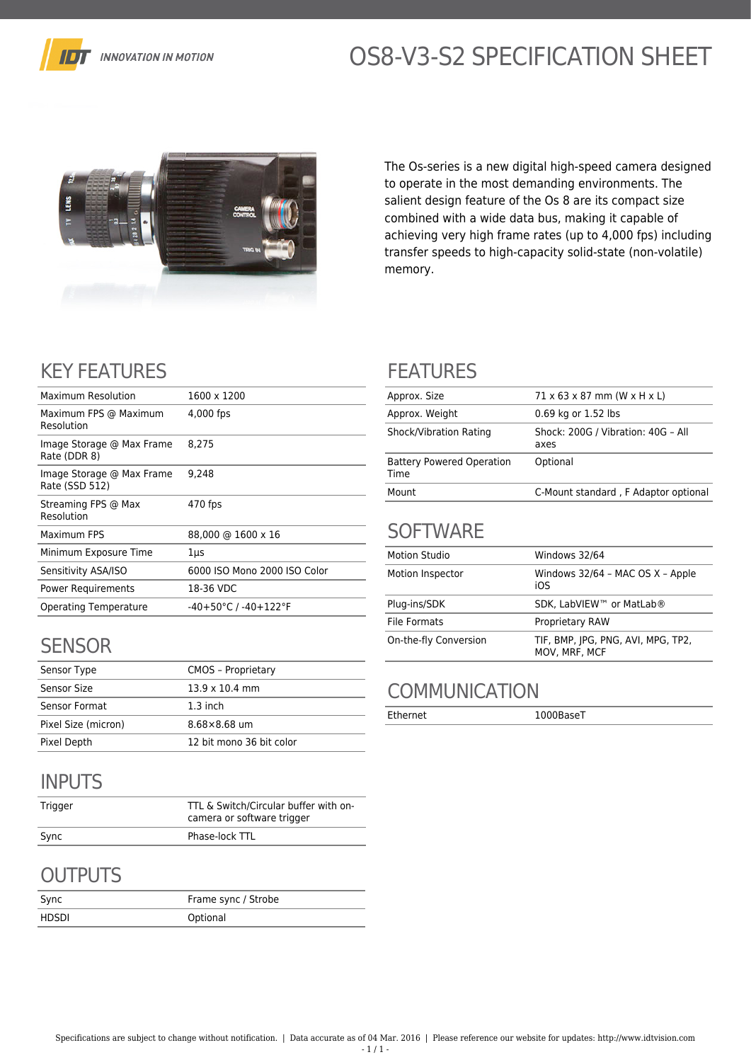# OS8-V3-S2 SPECIFICATION SHEET

The Os-series is a new digital high-speed camera designed to operate in the most demanding environments. The salient design feature of the Os 8 are its compact size combined with a wide data bus, making it capable of achieving very high frame rates (up to 4,000 fps) including transfer speeds to high-capacity solid-state (non-volatile) memory.

## KEY FEATURES

| | |
|---|---|
| Maximum Resolution | 1600 x 1200 |
| Maximum FPS @ Maximum Resolution | 4,000 fps |
| Image Storage @ Max Frame Rate (DDR 8) | 8,275 |
| Image Storage @ Max Frame Rate (SSD 512) | 9,248 |
| Streaming FPS @ Max Resolution | 470 fps |
| Maximum FPS | 88,000 @ 1600 x 16 |
| Minimum Exposure Time | 1µs |
| Sensitivity ASA/ISO | 6000 ISO Mono 2000 ISO Color |
| Power Requirements | 18-36 VDC |
| Operating Temperature | -40+50°C / -40+122°F |

## SENSOR

| | |
|---|---|
| Sensor Type | CMOS – Proprietary |
| Sensor Size | 13.9 x 10.4 mm |
| Sensor Format | 1.3 inch |
| Pixel Size (micron) | 8.68×8.68 um |
| Pixel Depth | 12 bit mono 36 bit color |

## INPUTS

| | |
|---|---|
| Trigger | TTL & Switch/Circular buffer with on-camera or software trigger |
| Sync | Phase-lock TTL |

## OUTPUTS

| | |
|---|---|
| Sync | Frame sync / Strobe |
| HDSDI | Optional |

## FEATURES

| | |
|---|---|
| Approx. Size | 71 x 63 x 87 mm (W x H x L) |
| Approx. Weight | 0.69 kg or 1.52 lbs |
| Shock/Vibration Rating | Shock: 200G / Vibration: 40G – All axes |
| Battery Powered Operation Time | Optional |
| Mount | C-Mount standard , F Adaptor optional |

## SOFTWARE

| | |
|---|---|
| Motion Studio | Windows 32/64 |
| Motion Inspector | Windows 32/64 – MAC OS X – Apple iOS |
| Plug-ins/SDK | SDK, LabVIEW™ or MatLab® |
| File Formats | Proprietary RAW |
| On-the-fly Conversion | TIF, BMP, JPG, PNG, AVI, MPG, TP2, MOV, MRF, MCF |

## COMMUNICATION

| | |
|---|---|
| Ethernet | 1000BaseT |

Specifications are subject to change without notification. | Data accurate as of 04 Mar. 2016 | Please reference our website for updates: http://www.idtvision.com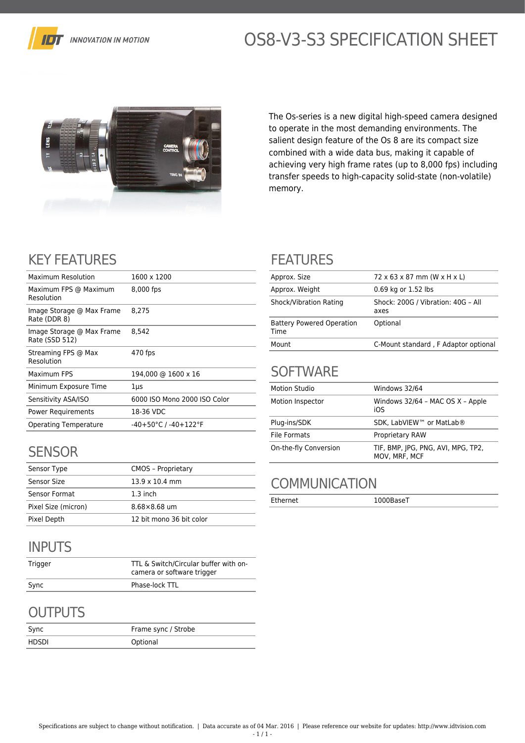# OS8-V3-S3 SPECIFICATION SHEET

IDT INNOVATION IN MOTION

The Os-series is a new digital high-speed camera designed to operate in the most demanding environments. The salient design feature of the Os 8 are its compact size combined with a wide data bus, making it capable of achieving very high frame rates (up to 8,000 fps) including transfer speeds to high-capacity solid-state (non-volatile) memory.

## KEY FEATURES

| | |
|---|---|
| Maximum Resolution | 1600 x 1200 |
| Maximum FPS @ Maximum Resolution | 8,000 fps |
| Image Storage @ Max Frame Rate (DDR 8) | 8,275 |
| Image Storage @ Max Frame Rate (SSD 512) | 8,542 |
| Streaming FPS @ Max Resolution | 470 fps |
| Maximum FPS | 194,000 @ 1600 x 16 |
| Minimum Exposure Time | 1µs |
| Sensitivity ASA/ISO | 6000 ISO Mono 2000 ISO Color |
| Power Requirements | 18-36 VDC |
| Operating Temperature | -40+50°C / -40+122°F |

## SENSOR

| | |
|---|---|
| Sensor Type | CMOS – Proprietary |
| Sensor Size | 13.9 x 10.4 mm |
| Sensor Format | 1.3 inch |
| Pixel Size (micron) | 8.68×8.68 um |
| Pixel Depth | 12 bit mono 36 bit color |

## INPUTS

| | |
|---|---|
| Trigger | TTL & Switch/Circular buffer with on-camera or software trigger |
| Sync | Phase-lock TTL |

## OUTPUTS

| | |
|---|---|
| Sync | Frame sync / Strobe |
| HDSDI | Optional |

## FEATURES

| | |
|---|---|
| Approx. Size | 72 x 63 x 87 mm (W x H x L) |
| Approx. Weight | 0.69 kg or 1.52 lbs |
| Shock/Vibration Rating | Shock: 200G / Vibration: 40G – All axes |
| Battery Powered Operation Time | Optional |
| Mount | C-Mount standard , F Adaptor optional |

## SOFTWARE

| | |
|---|---|
| Motion Studio | Windows 32/64 |
| Motion Inspector | Windows 32/64 – MAC OS X – Apple iOS |
| Plug-ins/SDK | SDK, LabVIEW™ or MatLab® |
| File Formats | Proprietary RAW |
| On-the-fly Conversion | TIF, BMP, JPG, PNG, AVI, MPG, TP2, MOV, MRF, MCF |

## COMMUNICATION

| | |
|---|---|
| Ethernet | 1000BaseT |

Specifications are subject to change without notification. | Data accurate as of 04 Mar. 2016 | Please reference our website for updates: http://www.idtvision.com